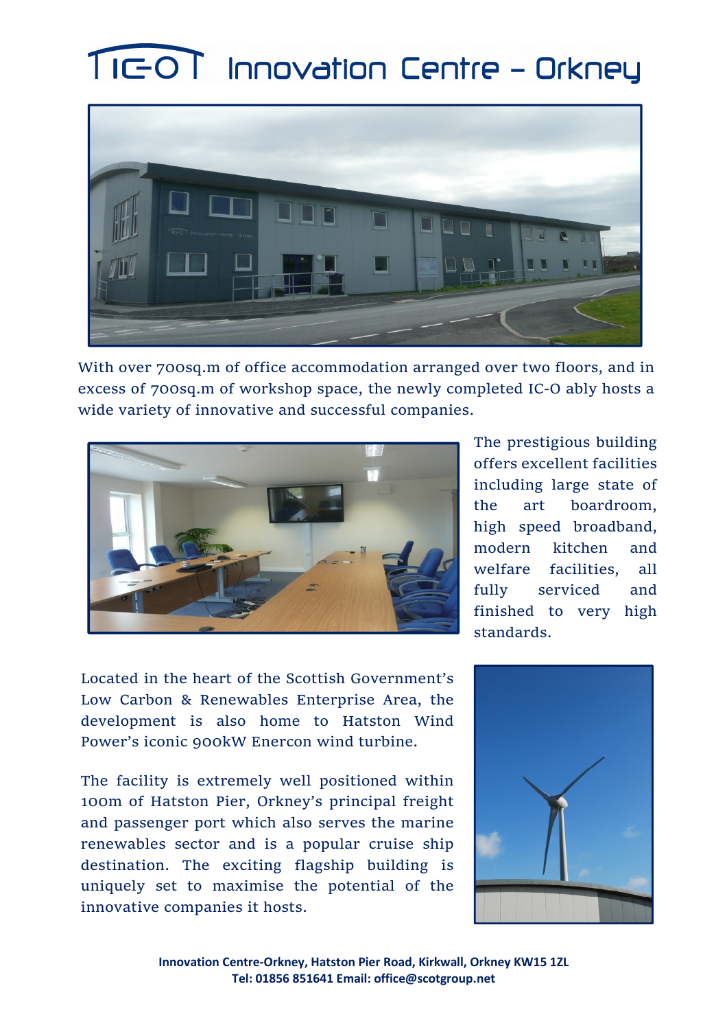# IC-O Innovation Centre – Orkney

With over 700sq.m of office accommodation arranged over two floors, and in excess of 700sq.m of workshop space, the newly completed IC-O ably hosts a wide variety of innovative and successful companies.

The prestigious building offers excellent facilities including large state of the art boardroom, high speed broadband, modern kitchen and welfare facilities, all fully serviced and finished to very high standards.

Located in the heart of the Scottish Government's Low Carbon & Renewables Enterprise Area, the development is also home to Hatston Wind Power's iconic 900kW Enercon wind turbine.

The facility is extremely well positioned within 100m of Hatston Pier, Orkney's principal freight and passenger port which also serves the marine renewables sector and is a popular cruise ship destination. The exciting flagship building is uniquely set to maximise the potential of the innovative companies it hosts.

**Innovation Centre-Orkney, Hatston Pier Road, Kirkwall, Orkney KW15 1ZL**
**Tel: 01856 851641 Email: office@scotgroup.net**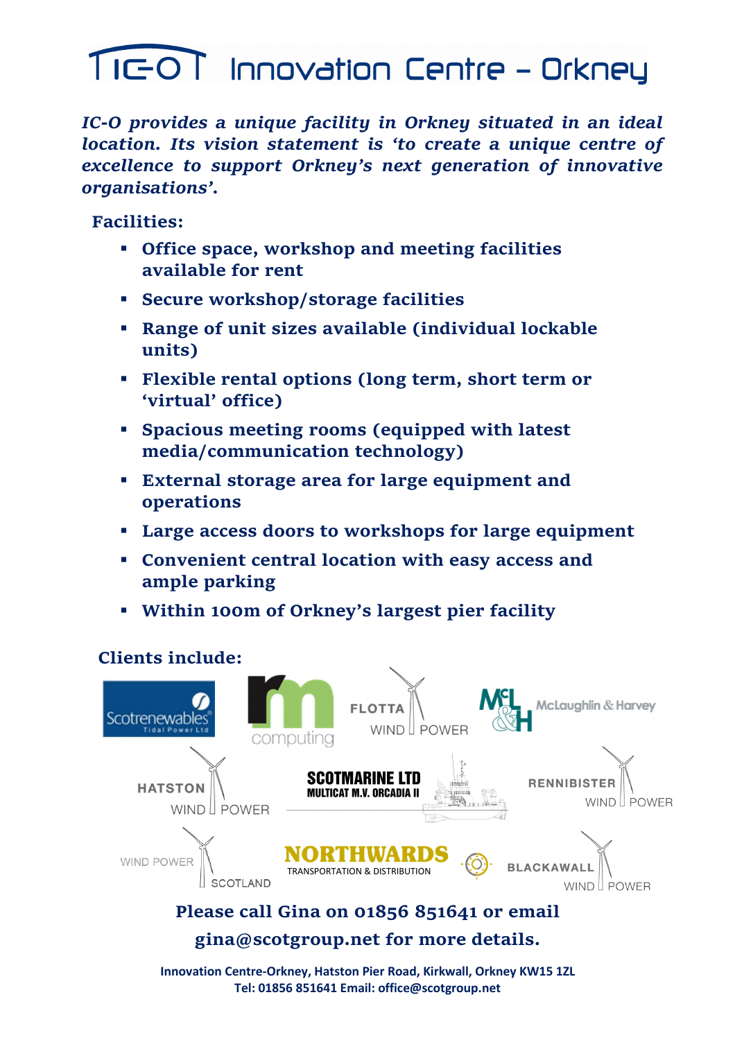# IC-O Innovation Centre – Orkney

***IC-O provides a unique facility in Orkney situated in an ideal location. Its vision statement is 'to create a unique centre of excellence to support Orkney's next generation of innovative organisations'.***

**Facilities:**

- **Office space, workshop and meeting facilities available for rent**
- **Secure workshop/storage facilities**
- **Range of unit sizes available (individual lockable units)**
- **Flexible rental options (long term, short term or 'virtual' office)**
- **Spacious meeting rooms (equipped with latest media/communication technology)**
- **External storage area for large equipment and operations**
- **Large access doors to workshops for large equipment**
- **Convenient central location with easy access and ample parking**
- **Within 100m of Orkney's largest pier facility**

**Clients include:**

Scotrenewables Tidal Power Ltd

rm computing

FLOTTA WIND POWER

McL&H McLaughlin & Harvey

HATSTON WIND POWER

SCOTMARINE LTD MULTICAT M.V. ORCADIA II

RENNIBISTER WIND POWER

WIND POWER SCOTLAND

NORTHWARDS TRANSPORTATION & DISTRIBUTION

BLACKAWALL WIND POWER

**Please call Gina on 01856 851641 or email gina@scotgroup.net for more details.**

**Innovation Centre-Orkney, Hatston Pier Road, Kirkwall, Orkney KW15 1ZL**
**Tel: 01856 851641 Email: office@scotgroup.net**